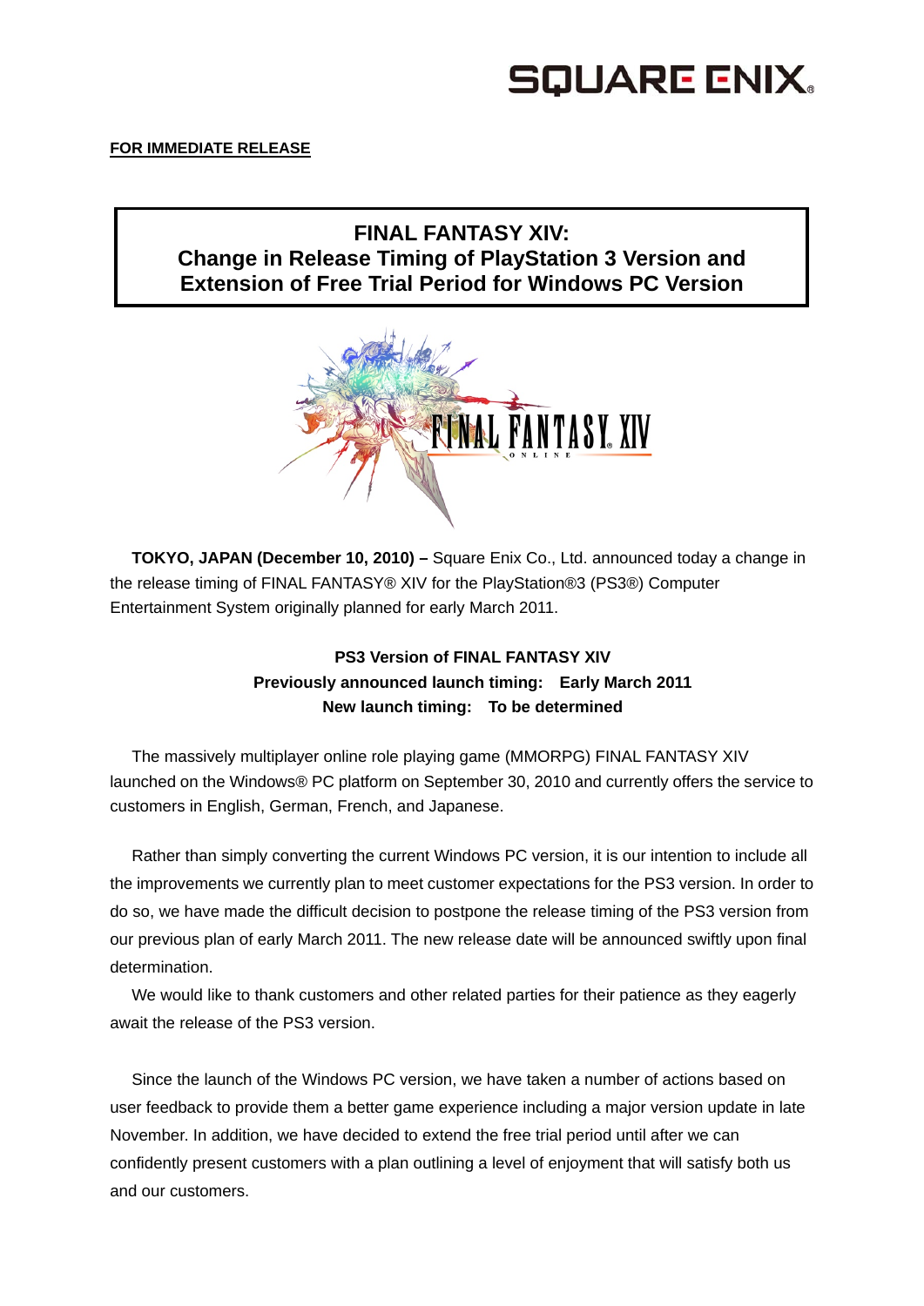SQUARE ENIX

**FOR IMMEDIATE RELEASE**

# FINAL FANTASY XIV: Change in Release Timing of PlayStation 3 Version and Extension of Free Trial Period for Windows PC Version

**TOKYO, JAPAN (December 10, 2010) –** Square Enix Co., Ltd. announced today a change in the release timing of FINAL FANTASY® XIV for the PlayStation®3 (PS3®) Computer Entertainment System originally planned for early March 2011.

**PS3 Version of FINAL FANTASY XIV**
**Previously announced launch timing: Early March 2011**
**New launch timing: To be determined**

The massively multiplayer online role playing game (MMORPG) FINAL FANTASY XIV launched on the Windows® PC platform on September 30, 2010 and currently offers the service to customers in English, German, French, and Japanese.

Rather than simply converting the current Windows PC version, it is our intention to include all the improvements we currently plan to meet customer expectations for the PS3 version. In order to do so, we have made the difficult decision to postpone the release timing of the PS3 version from our previous plan of early March 2011. The new release date will be announced swiftly upon final determination.

We would like to thank customers and other related parties for their patience as they eagerly await the release of the PS3 version.

Since the launch of the Windows PC version, we have taken a number of actions based on user feedback to provide them a better game experience including a major version update in late November. In addition, we have decided to extend the free trial period until after we can confidently present customers with a plan outlining a level of enjoyment that will satisfy both us and our customers.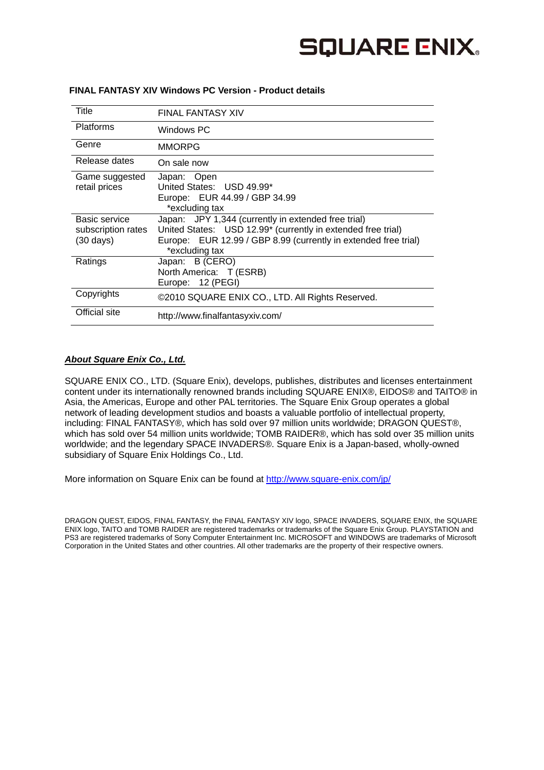### FINAL FANTASY XIV Windows PC Version - Product details

| | |
|---|---|
| Title | FINAL FANTASY XIV |
| Platforms | Windows PC |
| Genre | MMORPG |
| Release dates | On sale now |
| Game suggested retail prices | Japan: Open<br>United States: USD 49.99*<br>Europe: EUR 44.99 / GBP 34.99<br>*excluding tax |
| Basic service subscription rates (30 days) | Japan: JPY 1,344 (currently in extended free trial)<br>United States: USD 12.99* (currently in extended free trial)<br>Europe: EUR 12.99 / GBP 8.99 (currently in extended free trial)<br>*excluding tax |
| Ratings | Japan: B (CERO)<br>North America: T (ESRB)<br>Europe: 12 (PEGI) |
| Copyrights | ©2010 SQUARE ENIX CO., LTD. All Rights Reserved. |
| Official site | http://www.finalfantasyxiv.com/ |

***About Square Enix Co., Ltd.***

SQUARE ENIX CO., LTD. (Square Enix), develops, publishes, distributes and licenses entertainment content under its internationally renowned brands including SQUARE ENIX®, EIDOS® and TAITO® in Asia, the Americas, Europe and other PAL territories. The Square Enix Group operates a global network of leading development studios and boasts a valuable portfolio of intellectual property, including: FINAL FANTASY®, which has sold over 97 million units worldwide; DRAGON QUEST®, which has sold over 54 million units worldwide; TOMB RAIDER®, which has sold over 35 million units worldwide; and the legendary SPACE INVADERS®. Square Enix is a Japan-based, wholly-owned subsidiary of Square Enix Holdings Co., Ltd.

More information on Square Enix can be found at http://www.square-enix.com/jp/

DRAGON QUEST, EIDOS, FINAL FANTASY, the FINAL FANTASY XIV logo, SPACE INVADERS, SQUARE ENIX, the SQUARE ENIX logo, TAITO and TOMB RAIDER are registered trademarks or trademarks of the Square Enix Group. PLAYSTATION and PS3 are registered trademarks of Sony Computer Entertainment Inc. MICROSOFT and WINDOWS are trademarks of Microsoft Corporation in the United States and other countries. All other trademarks are the property of their respective owners.